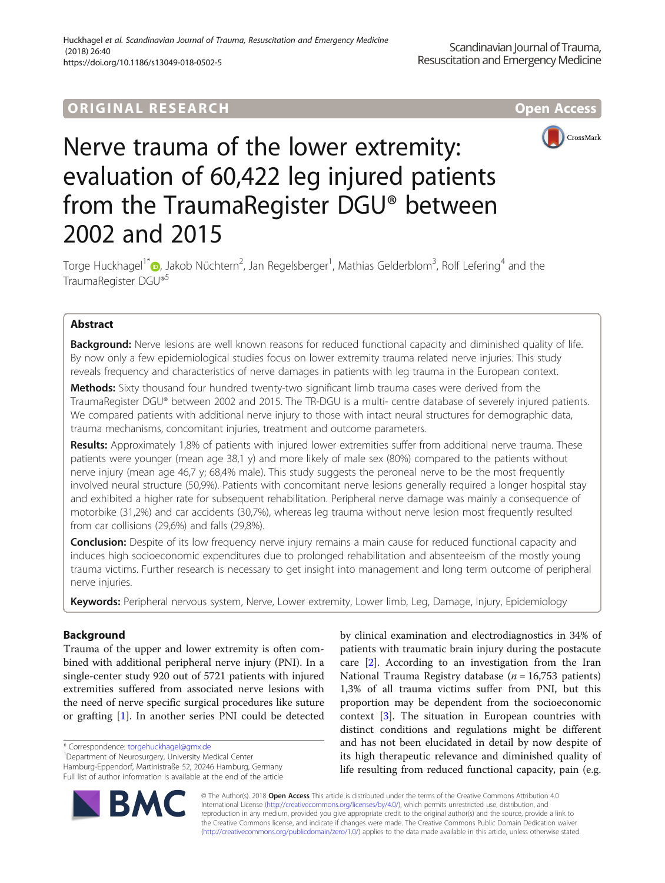ORIGINAL RESEARCH

Open Access

# Nerve trauma of the lower extremity: evaluation of 60,422 leg injured patients from the TraumaRegister DGU® between 2002 and 2015

Torge Huckhagel[1*], Jakob Nüchtern[2], Jan Regelsberger[1], Mathias Gelderblom[3], Rolf Lefering[4] and the TraumaRegister DGU®[5]

## Abstract

**Background:** Nerve lesions are well known reasons for reduced functional capacity and diminished quality of life. By now only a few epidemiological studies focus on lower extremity trauma related nerve injuries. This study reveals frequency and characteristics of nerve damages in patients with leg trauma in the European context.

**Methods:** Sixty thousand four hundred twenty-two significant limb trauma cases were derived from the TraumaRegister DGU® between 2002 and 2015. The TR-DGU is a multi- centre database of severely injured patients. We compared patients with additional nerve injury to those with intact neural structures for demographic data, trauma mechanisms, concomitant injuries, treatment and outcome parameters.

**Results:** Approximately 1,8% of patients with injured lower extremities suffer from additional nerve trauma. These patients were younger (mean age 38,1 y) and more likely of male sex (80%) compared to the patients without nerve injury (mean age 46,7 y; 68,4% male). This study suggests the peroneal nerve to be the most frequently involved neural structure (50,9%). Patients with concomitant nerve lesions generally required a longer hospital stay and exhibited a higher rate for subsequent rehabilitation. Peripheral nerve damage was mainly a consequence of motorbike (31,2%) and car accidents (30,7%), whereas leg trauma without nerve lesion most frequently resulted from car collisions (29,6%) and falls (29,8%).

**Conclusion:** Despite of its low frequency nerve injury remains a main cause for reduced functional capacity and induces high socioeconomic expenditures due to prolonged rehabilitation and absenteeism of the mostly young trauma victims. Further research is necessary to get insight into management and long term outcome of peripheral nerve injuries.

**Keywords:** Peripheral nervous system, Nerve, Lower extremity, Lower limb, Leg, Damage, Injury, Epidemiology

## Background

Trauma of the upper and lower extremity is often combined with additional peripheral nerve injury (PNI). In a single-center study 920 out of 5721 patients with injured extremities suffered from associated nerve lesions with the need of nerve specific surgical procedures like suture or grafting [1]. In another series PNI could be detected by clinical examination and electrodiagnostics in 34% of patients with traumatic brain injury during the postacute care [2]. According to an investigation from the Iran National Trauma Registry database ($n = 16{,}753$ patients) 1,3% of all trauma victims suffer from PNI, but this proportion may be dependent from the socioeconomic context [3]. The situation in European countries with distinct conditions and regulations might be different and has not been elucidated in detail by now despite of its high therapeutic relevance and diminished quality of life resulting from reduced functional capacity, pain (e.g.

\* Correspondence: torgehuckhagel@gmx.de
[1]Department of Neurosurgery, University Medical Center Hamburg-Eppendorf, Martinistraße 52, 20246 Hamburg, Germany
Full list of author information is available at the end of the article

© The Author(s). 2018 **Open Access** This article is distributed under the terms of the Creative Commons Attribution 4.0 International License (http://creativecommons.org/licenses/by/4.0/), which permits unrestricted use, distribution, and reproduction in any medium, provided you give appropriate credit to the original author(s) and the source, provide a link to the Creative Commons license, and indicate if changes were made. The Creative Commons Public Domain Dedication waiver (http://creativecommons.org/publicdomain/zero/1.0/) applies to the data made available in this article, unless otherwise stated.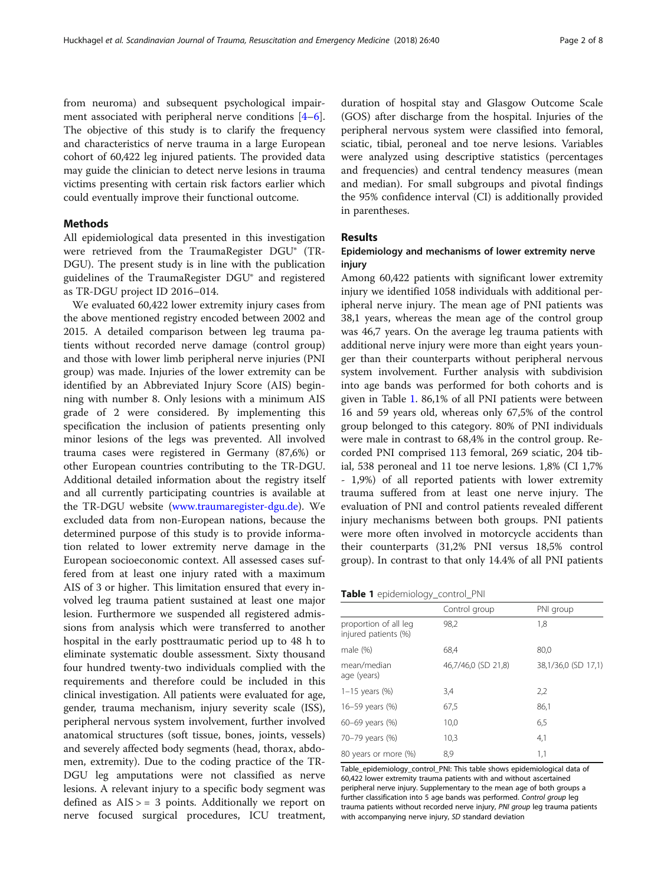from neuroma) and subsequent psychological impairment associated with peripheral nerve conditions [4–6]. The objective of this study is to clarify the frequency and characteristics of nerve trauma in a large European cohort of 60,422 leg injured patients. The provided data may guide the clinician to detect nerve lesions in trauma victims presenting with certain risk factors earlier which could eventually improve their functional outcome.

## Methods

All epidemiological data presented in this investigation were retrieved from the TraumaRegister DGU® (TR-DGU). The present study is in line with the publication guidelines of the TraumaRegister DGU® and registered as TR-DGU project ID 2016–014.

We evaluated 60,422 lower extremity injury cases from the above mentioned registry encoded between 2002 and 2015. A detailed comparison between leg trauma patients without recorded nerve damage (control group) and those with lower limb peripheral nerve injuries (PNI group) was made. Injuries of the lower extremity can be identified by an Abbreviated Injury Score (AIS) beginning with number 8. Only lesions with a minimum AIS grade of 2 were considered. By implementing this specification the inclusion of patients presenting only minor lesions of the legs was prevented. All involved trauma cases were registered in Germany (87,6%) or other European countries contributing to the TR-DGU. Additional detailed information about the registry itself and all currently participating countries is available at the TR-DGU website (www.traumaregister-dgu.de). We excluded data from non-European nations, because the determined purpose of this study is to provide information related to lower extremity nerve damage in the European socioeconomic context. All assessed cases suffered from at least one injury rated with a maximum AIS of 3 or higher. This limitation ensured that every involved leg trauma patient sustained at least one major lesion. Furthermore we suspended all registered admissions from analysis which were transferred to another hospital in the early posttraumatic period up to 48 h to eliminate systematic double assessment. Sixty thousand four hundred twenty-two individuals complied with the requirements and therefore could be included in this clinical investigation. All patients were evaluated for age, gender, trauma mechanism, injury severity scale (ISS), peripheral nervous system involvement, further involved anatomical structures (soft tissue, bones, joints, vessels) and severely affected body segments (head, thorax, abdomen, extremity). Due to the coding practice of the TR-DGU leg amputations were not classified as nerve lesions. A relevant injury to a specific body segment was defined as AIS > = 3 points. Additionally we report on nerve focused surgical procedures, ICU treatment, duration of hospital stay and Glasgow Outcome Scale (GOS) after discharge from the hospital. Injuries of the peripheral nervous system were classified into femoral, sciatic, tibial, peroneal and toe nerve lesions. Variables were analyzed using descriptive statistics (percentages and frequencies) and central tendency measures (mean and median). For small subgroups and pivotal findings the 95% confidence interval (CI) is additionally provided in parentheses.

## Results

### Epidemiology and mechanisms of lower extremity nerve injury

Among 60,422 patients with significant lower extremity injury we identified 1058 individuals with additional peripheral nerve injury. The mean age of PNI patients was 38,1 years, whereas the mean age of the control group was 46,7 years. On the average leg trauma patients with additional nerve injury were more than eight years younger than their counterparts without peripheral nervous system involvement. Further analysis with subdivision into age bands was performed for both cohorts and is given in Table 1. 86,1% of all PNI patients were between 16 and 59 years old, whereas only 67,5% of the control group belonged to this category. 80% of PNI individuals were male in contrast to 68,4% in the control group. Recorded PNI comprised 113 femoral, 269 sciatic, 204 tibial, 538 peroneal and 11 toe nerve lesions. 1,8% (CI 1,7% - 1,9%) of all reported patients with lower extremity trauma suffered from at least one nerve injury. The evaluation of PNI and control patients revealed different injury mechanisms between both groups. PNI patients were more often involved in motorcycle accidents than their counterparts (31,2% PNI versus 18,5% control group). In contrast to that only 14.4% of all PNI patients

**Table 1** epidemiology_control_PNI

| | Control group | PNI group |
|---|---|---|
| proportion of all leg injured patients (%) | 98,2 | 1,8 |
| male (%) | 68,4 | 80,0 |
| mean/median age (years) | 46,7/46,0 (SD 21,8) | 38,1/36,0 (SD 17,1) |
| 1–15 years (%) | 3,4 | 2,2 |
| 16–59 years (%) | 67,5 | 86,1 |
| 60–69 years (%) | 10,0 | 6,5 |
| 70–79 years (%) | 10,3 | 4,1 |
| 80 years or more (%) | 8,9 | 1,1 |

Table_epidemiology_control_PNI: This table shows epidemiological data of 60,422 lower extremity trauma patients with and without ascertained peripheral nerve injury. Supplementary to the mean age of both groups a further classification into 5 age bands was performed. *Control group* leg trauma patients without recorded nerve injury, *PNI group* leg trauma patients with accompanying nerve injury, *SD* standard deviation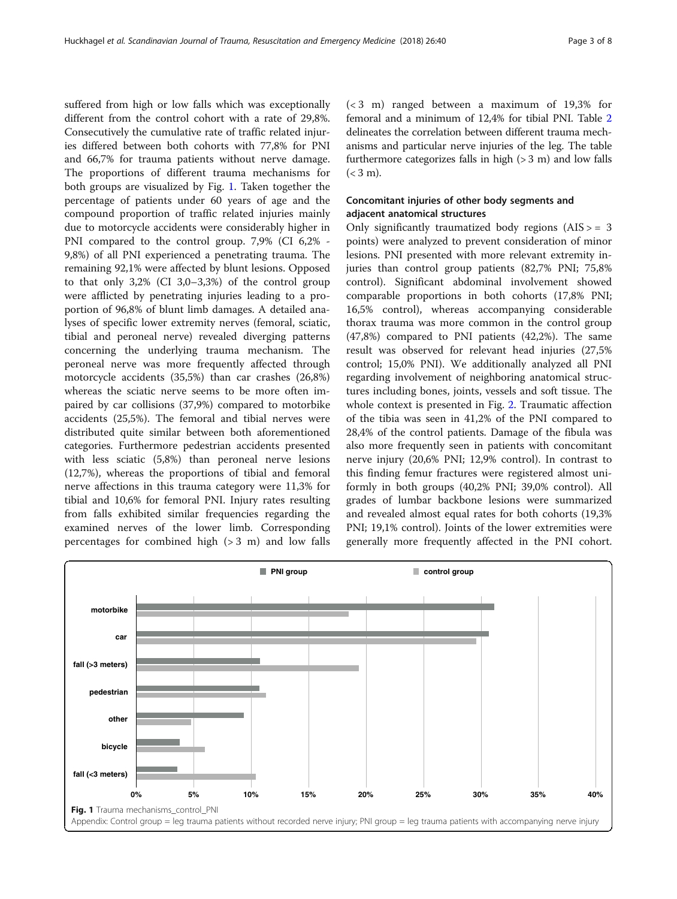suffered from high or low falls which was exceptionally different from the control cohort with a rate of 29,8%. Consecutively the cumulative rate of traffic related injuries differed between both cohorts with 77,8% for PNI and 66,7% for trauma patients without nerve damage. The proportions of different trauma mechanisms for both groups are visualized by Fig. 1. Taken together the percentage of patients under 60 years of age and the compound proportion of traffic related injuries mainly due to motorcycle accidents were considerably higher in PNI compared to the control group. 7,9% (CI 6,2% - 9,8%) of all PNI experienced a penetrating trauma. The remaining 92,1% were affected by blunt lesions. Opposed to that only 3,2% (CI 3,0–3,3%) of the control group were afflicted by penetrating injuries leading to a proportion of 96,8% of blunt limb damages. A detailed analyses of specific lower extremity nerves (femoral, sciatic, tibial and peroneal nerve) revealed diverging patterns concerning the underlying trauma mechanism. The peroneal nerve was more frequently affected through motorcycle accidents (35,5%) than car crashes (26,8%) whereas the sciatic nerve seems to be more often impaired by car collisions (37,9%) compared to motorbike accidents (25,5%). The femoral and tibial nerves were distributed quite similar between both aforementioned categories. Furthermore pedestrian accidents presented with less sciatic (5,8%) than peroneal nerve lesions (12,7%), whereas the proportions of tibial and femoral nerve affections in this trauma category were 11,3% for tibial and 10,6% for femoral PNI. Injury rates resulting from falls exhibited similar frequencies regarding the examined nerves of the lower limb. Corresponding percentages for combined high (> 3 m) and low falls (< 3 m) ranged between a maximum of 19,3% for femoral and a minimum of 12,4% for tibial PNI. Table 2 delineates the correlation between different trauma mechanisms and particular nerve injuries of the leg. The table furthermore categorizes falls in high (> 3 m) and low falls (< 3 m).

## Concomitant injuries of other body segments and adjacent anatomical structures

Only significantly traumatized body regions (AIS > = 3 points) were analyzed to prevent consideration of minor lesions. PNI presented with more relevant extremity injuries than control group patients (82,7% PNI; 75,8% control). Significant abdominal involvement showed comparable proportions in both cohorts (17,8% PNI; 16,5% control), whereas accompanying considerable thorax trauma was more common in the control group (47,8%) compared to PNI patients (42,2%). The same result was observed for relevant head injuries (27,5% control; 15,0% PNI). We additionally analyzed all PNI regarding involvement of neighboring anatomical structures including bones, joints, vessels and soft tissue. The whole context is presented in Fig. 2. Traumatic affection of the tibia was seen in 41,2% of the PNI compared to 28,4% of the control patients. Damage of the fibula was also more frequently seen in patients with concomitant nerve injury (20,6% PNI; 12,9% control). In contrast to this finding femur fractures were registered almost uniformly in both groups (40,2% PNI; 39,0% control). All grades of lumbar backbone lesions were summarized and revealed almost equal rates for both cohorts (19,3% PNI; 19,1% control). Joints of the lower extremities were generally more frequently affected in the PNI cohort.

**Fig. 1** Trauma mechanisms_control_PNI
Appendix: Control group = leg trauma patients without recorded nerve injury; PNI group = leg trauma patients with accompanying nerve injury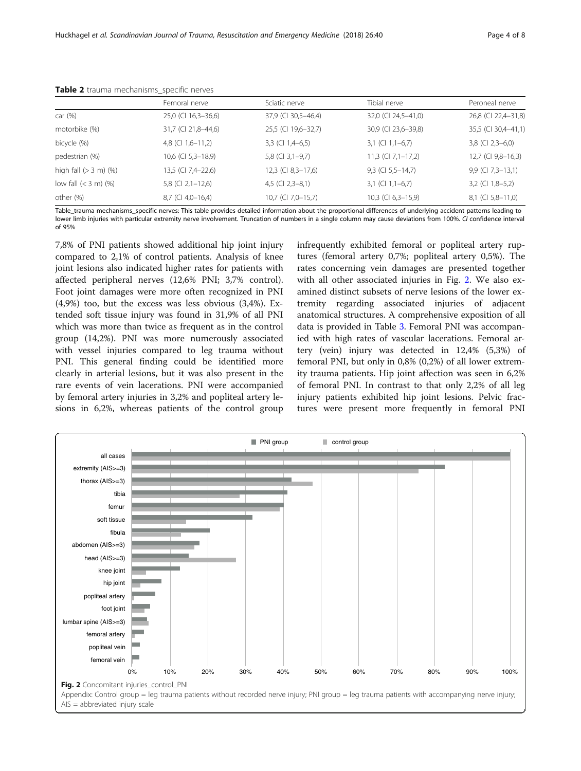**Table 2** trauma mechanisms_specific nerves

| | Femoral nerve | Sciatic nerve | Tibial nerve | Peroneal nerve |
|---|---|---|---|---|
| car (%) | 25,0 (CI 16,3–36,6) | 37,9 (CI 30,5–46,4) | 32,0 (CI 24,5–41,0) | 26,8 (CI 22,4–31,8) |
| motorbike (%) | 31,7 (CI 21,8–44,6) | 25,5 (CI 19,6–32,7) | 30,9 (CI 23,6–39,8) | 35,5 (CI 30,4–41,1) |
| bicycle (%) | 4,8 (CI 1,6–11,2) | 3,3 (CI 1,4–6,5) | 3,1 (CI 1,1–6,7) | 3,8 (CI 2,3–6,0) |
| pedestrian (%) | 10,6 (CI 5,3–18,9) | 5,8 (CI 3,1–9,7) | 11,3 (CI 7,1–17,2) | 12,7 (CI 9,8–16,3) |
| high fall (> 3 m) (%) | 13,5 (CI 7,4–22,6) | 12,3 (CI 8,3–17,6) | 9,3 (CI 5,5–14,7) | 9,9 (CI 7,3–13,1) |
| low fall (< 3 m) (%) | 5,8 (CI 2,1–12,6) | 4,5 (CI 2,3–8,1) | 3,1 (CI 1,1–6,7) | 3,2 (CI 1,8–5,2) |
| other (%) | 8,7 (CI 4,0–16,4) | 10,7 (CI 7,0–15,7) | 10,3 (CI 6,3–15,9) | 8,1 (CI 5,8–11,0) |

Table_trauma mechanisms_specific nerves: This table provides detailed information about the proportional differences of underlying accident patterns leading to lower limb injuries with particular extremity nerve involvement. Truncation of numbers in a single column may cause deviations from 100%. *CI* confidence interval of 95%

7,8% of PNI patients showed additional hip joint injury compared to 2,1% of control patients. Analysis of knee joint lesions also indicated higher rates for patients with affected peripheral nerves (12,6% PNI; 3,7% control). Foot joint damages were more often recognized in PNI (4,9%) too, but the excess was less obvious (3,4%). Extended soft tissue injury was found in 31,9% of all PNI which was more than twice as frequent as in the control group (14,2%). PNI was more numerously associated with vessel injuries compared to leg trauma without PNI. This general finding could be identified more clearly in arterial lesions, but it was also present in the rare events of vein lacerations. PNI were accompanied by femoral artery injuries in 3,2% and popliteal artery lesions in 6,2%, whereas patients of the control group infrequently exhibited femoral or popliteal artery ruptures (femoral artery 0,7%; popliteal artery 0,5%). The rates concerning vein damages are presented together with all other associated injuries in Fig. 2. We also examined distinct subsets of nerve lesions of the lower extremity regarding associated injuries of adjacent anatomical structures. A comprehensive exposition of all data is provided in Table 3. Femoral PNI was accompanied with high rates of vascular lacerations. Femoral artery (vein) injury was detected in 12,4% (5,3%) of femoral PNI, but only in 0,8% (0,2%) of all lower extremity trauma patients. Hip joint affection was seen in 6,2% of femoral PNI. In contrast to that only 2,2% of all leg injury patients exhibited hip joint lesions. Pelvic fractures were present more frequently in femoral PNI

**Fig. 2** Concomitant injuries_control_PNI

Appendix: Control group = leg trauma patients without recorded nerve injury; PNI group = leg trauma patients with accompanying nerve injury; AIS = abbreviated injury scale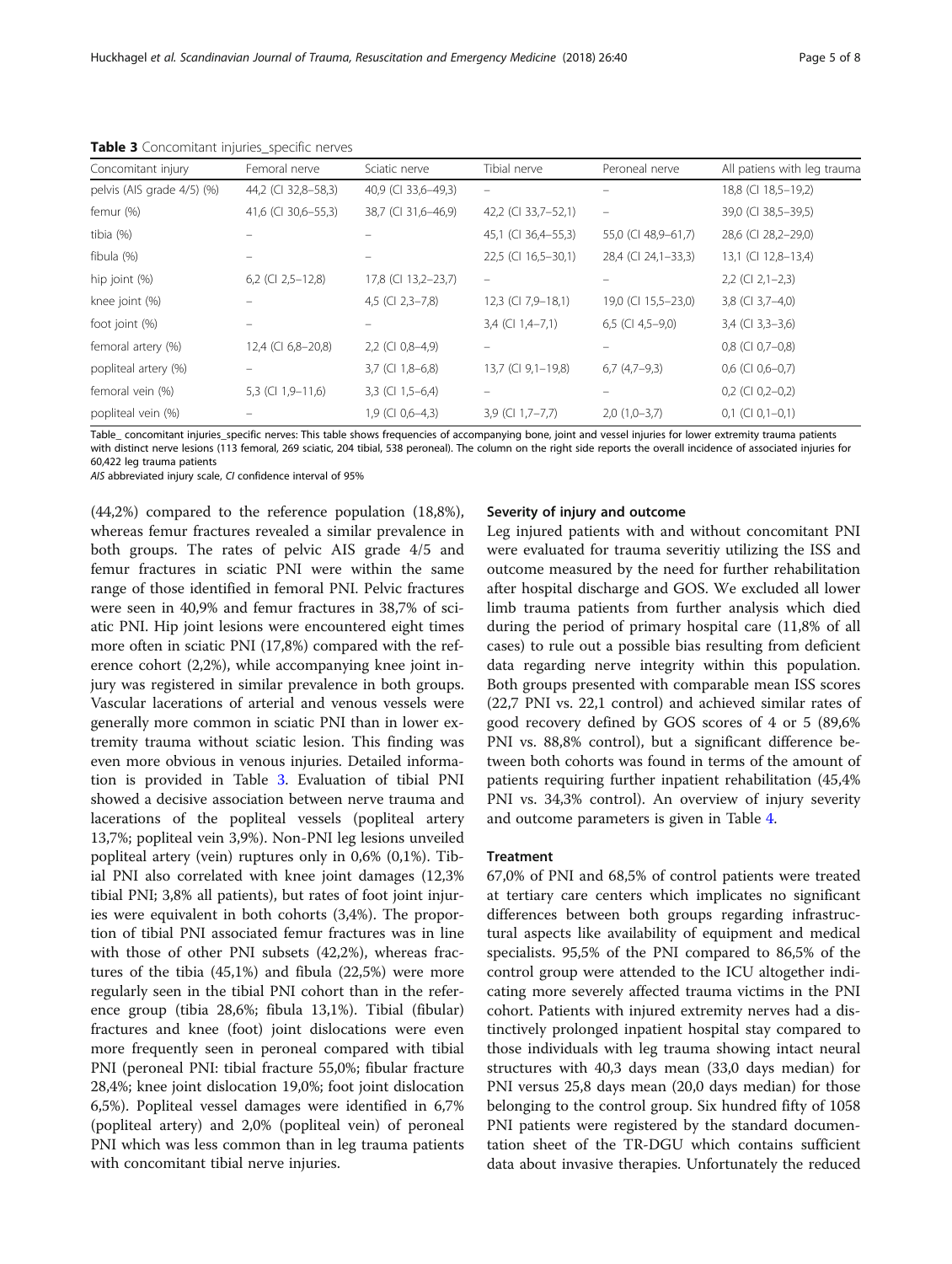**Table 3** Concomitant injuries_specific nerves

| Concomitant injury | Femoral nerve | Sciatic nerve | Tibial nerve | Peroneal nerve | All patiens with leg trauma |
|---|---|---|---|---|---|
| pelvis (AIS grade 4/5) (%) | 44,2 (CI 32,8–58,3) | 40,9 (CI 33,6–49,3) | – | – | 18,8 (CI 18,5–19,2) |
| femur (%) | 41,6 (CI 30,6–55,3) | 38,7 (CI 31,6–46,9) | 42,2 (CI 33,7–52,1) | – | 39,0 (CI 38,5–39,5) |
| tibia (%) | – | – | 45,1 (CI 36,4–55,3) | 55,0 (CI 48,9–61,7) | 28,6 (CI 28,2–29,0) |
| fibula (%) | – | – | 22,5 (CI 16,5–30,1) | 28,4 (CI 24,1–33,3) | 13,1 (CI 12,8–13,4) |
| hip joint (%) | 6,2 (CI 2,5–12,8) | 17,8 (CI 13,2–23,7) | – | – | 2,2 (CI 2,1–2,3) |
| knee joint (%) | – | 4,5 (CI 2,3–7,8) | 12,3 (CI 7,9–18,1) | 19,0 (CI 15,5–23,0) | 3,8 (CI 3,7–4,0) |
| foot joint (%) | – | – | 3,4 (CI 1,4–7,1) | 6,5 (CI 4,5–9,0) | 3,4 (CI 3,3–3,6) |
| femoral artery (%) | 12,4 (CI 6,8–20,8) | 2,2 (CI 0,8–4,9) | – | – | 0,8 (CI 0,7–0,8) |
| popliteal artery (%) | – | 3,7 (CI 1,8–6,8) | 13,7 (CI 9,1–19,8) | 6,7 (4,7–9,3) | 0,6 (CI 0,6–0,7) |
| femoral vein (%) | 5,3 (CI 1,9–11,6) | 3,3 (CI 1,5–6,4) | – | – | 0,2 (CI 0,2–0,2) |
| popliteal vein (%) | – | 1,9 (CI 0,6–4,3) | 3,9 (CI 1,7–7,7) | 2,0 (1,0–3,7) | 0,1 (CI 0,1–0,1) |

Table_ concomitant injuries_specific nerves: This table shows frequencies of accompanying bone, joint and vessel injuries for lower extremity trauma patients with distinct nerve lesions (113 femoral, 269 sciatic, 204 tibial, 538 peroneal). The column on the right side reports the overall incidence of associated injuries for 60,422 leg trauma patients

*AIS* abbreviated injury scale, *CI* confidence interval of 95%

(44,2%) compared to the reference population (18,8%), whereas femur fractures revealed a similar prevalence in both groups. The rates of pelvic AIS grade 4/5 and femur fractures in sciatic PNI were within the same range of those identified in femoral PNI. Pelvic fractures were seen in 40,9% and femur fractures in 38,7% of sciatic PNI. Hip joint lesions were encountered eight times more often in sciatic PNI (17,8%) compared with the reference cohort (2,2%), while accompanying knee joint injury was registered in similar prevalence in both groups. Vascular lacerations of arterial and venous vessels were generally more common in sciatic PNI than in lower extremity trauma without sciatic lesion. This finding was even more obvious in venous injuries. Detailed information is provided in Table 3. Evaluation of tibial PNI showed a decisive association between nerve trauma and lacerations of the popliteal vessels (popliteal artery 13,7%; popliteal vein 3,9%). Non-PNI leg lesions unveiled popliteal artery (vein) ruptures only in 0,6% (0,1%). Tibial PNI also correlated with knee joint damages (12,3% tibial PNI; 3,8% all patients), but rates of foot joint injuries were equivalent in both cohorts (3,4%). The proportion of tibial PNI associated femur fractures was in line with those of other PNI subsets (42,2%), whereas fractures of the tibia (45,1%) and fibula (22,5%) were more regularly seen in the tibial PNI cohort than in the reference group (tibia 28,6%; fibula 13,1%). Tibial (fibular) fractures and knee (foot) joint dislocations were even more frequently seen in peroneal compared with tibial PNI (peroneal PNI: tibial fracture 55,0%; fibular fracture 28,4%; knee joint dislocation 19,0%; foot joint dislocation 6,5%). Popliteal vessel damages were identified in 6,7% (popliteal artery) and 2,0% (popliteal vein) of peroneal PNI which was less common than in leg trauma patients with concomitant tibial nerve injuries.

### Severity of injury and outcome

Leg injured patients with and without concomitant PNI were evaluated for trauma severitiy utilizing the ISS and outcome measured by the need for further rehabilitation after hospital discharge and GOS. We excluded all lower limb trauma patients from further analysis which died during the period of primary hospital care (11,8% of all cases) to rule out a possible bias resulting from deficient data regarding nerve integrity within this population. Both groups presented with comparable mean ISS scores (22,7 PNI vs. 22,1 control) and achieved similar rates of good recovery defined by GOS scores of 4 or 5 (89,6% PNI vs. 88,8% control), but a significant difference between both cohorts was found in terms of the amount of patients requiring further inpatient rehabilitation (45,4% PNI vs. 34,3% control). An overview of injury severity and outcome parameters is given in Table 4.

### Treatment

67,0% of PNI and 68,5% of control patients were treated at tertiary care centers which implicates no significant differences between both groups regarding infrastructural aspects like availability of equipment and medical specialists. 95,5% of the PNI compared to 86,5% of the control group were attended to the ICU altogether indicating more severely affected trauma victims in the PNI cohort. Patients with injured extremity nerves had a distinctively prolonged inpatient hospital stay compared to those individuals with leg trauma showing intact neural structures with 40,3 days mean (33,0 days median) for PNI versus 25,8 days mean (20,0 days median) for those belonging to the control group. Six hundred fifty of 1058 PNI patients were registered by the standard documentation sheet of the TR-DGU which contains sufficient data about invasive therapies. Unfortunately the reduced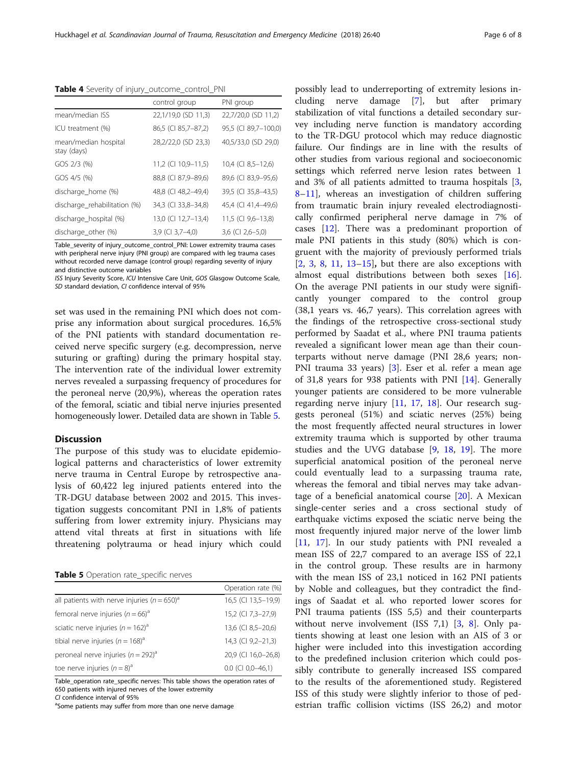**Table 4** Severity of injury_outcome_control_PNI

| | control group | PNI group |
|---|---|---|
| mean/median ISS | 22,1/19,0 (SD 11,3) | 22,7/20,0 (SD 11,2) |
| ICU treatment (%) | 86,5 (CI 85,7–87,2) | 95,5 (CI 89,7–100,0) |
| mean/median hospital stay (days) | 28,2/22,0 (SD 23,3) | 40,5/33,0 (SD 29,0) |
| GOS 2/3 (%) | 11,2 (CI 10,9–11,5) | 10,4 (CI 8,5–12,6) |
| GOS 4/5 (%) | 88,8 (CI 87,9–89,6) | 89,6 (CI 83,9–95,6) |
| discharge_home (%) | 48,8 (CI 48,2–49,4) | 39,5 (CI 35,8–43,5) |
| discharge_rehabilitation (%) | 34,3 (CI 33,8–34,8) | 45,4 (CI 41,4–49,6) |
| discharge_hospital (%) | 13,0 (CI 12,7–13,4) | 11,5 (CI 9,6–13,8) |
| discharge_other (%) | 3,9 (CI 3,7–4,0) | 3,6 (CI 2,6–5,0) |

Table_severity of injury_outcome_control_PNI: Lower extremity trauma cases with peripheral nerve injury (PNI group) are compared with leg trauma cases without recorded nerve damage (control group) regarding severity of injury and distinctive outcome variables

*ISS* Injury Severity Score, *ICU* Intensive Care Unit, *GOS* Glasgow Outcome Scale, *SD* standard deviation, *CI* confidence interval of 95%

set was used in the remaining PNI which does not comprise any information about surgical procedures. 16,5% of the PNI patients with standard documentation received nerve specific surgery (e.g. decompression, nerve suturing or grafting) during the primary hospital stay. The intervention rate of the individual lower extremity nerves revealed a surpassing frequency of procedures for the peroneal nerve (20,9%), whereas the operation rates of the femoral, sciatic and tibial nerve injuries presented homogeneously lower. Detailed data are shown in Table 5.

## Discussion

The purpose of this study was to elucidate epidemiological patterns and characteristics of lower extremity nerve trauma in Central Europe by retrospective analysis of 60,422 leg injured patients entered into the TR-DGU database between 2002 and 2015. This investigation suggests concomitant PNI in 1,8% of patients suffering from lower extremity injury. Physicians may attend vital threats at first in situations with life threatening polytrauma or head injury which could possibly lead to underreporting of extremity lesions including nerve damage [7], but after primary stabilization of vital functions a detailed secondary survey including nerve function is mandatory according to the TR-DGU protocol which may reduce diagnostic failure. Our findings are in line with the results of other studies from various regional and socioeconomic settings which referred nerve lesion rates between 1 and 3% of all patients admitted to trauma hospitals [3, 8–11], whereas an investigation of children suffering from traumatic brain injury revealed electrodiagnostically confirmed peripheral nerve damage in 7% of cases [12]. There was a predominant proportion of male PNI patients in this study (80%) which is congruent with the majority of previously performed trials [2, 3, 8, 11, 13–15]**,** but there are also exceptions with almost equal distributions between both sexes [16]. On the average PNI patients in our study were significantly younger compared to the control group (38,1 years vs. 46,7 years). This correlation agrees with the findings of the retrospective cross-sectional study performed by Saadat et al., where PNI trauma patients revealed a significant lower mean age than their counterparts without nerve damage (PNI 28,6 years; non-PNI trauma 33 years) [3]. Eser et al. refer a mean age of 31,8 years for 938 patients with PNI [14]. Generally younger patients are considered to be more vulnerable regarding nerve injury [11, 17, 18]. Our research suggests peroneal (51%) and sciatic nerves (25%) being the most frequently affected neural structures in lower extremity trauma which is supported by other trauma studies and the UVG database [9, 18, 19]. The more superficial anatomical position of the peroneal nerve could eventually lead to a surpassing trauma rate, whereas the femoral and tibial nerves may take advantage of a beneficial anatomical course [20]. A Mexican single-center series and a cross sectional study of earthquake victims exposed the sciatic nerve being the most frequently injured major nerve of the lower limb [11, 17]. In our study patients with PNI revealed a mean ISS of 22,7 compared to an average ISS of 22,1 in the control group. These results are in harmony with the mean ISS of 23,1 noticed in 162 PNI patients by Noble and colleagues, but they contradict the findings of Saadat et al. who reported lower scores for PNI trauma patients (ISS 5,5) and their counterparts without nerve involvement (ISS 7,1) [3, 8]. Only patients showing at least one lesion with an AIS of 3 or higher were included into this investigation according to the predefined inclusion criterion which could possibly contribute to generally increased ISS compared to the results of the aforementioned study. Registered ISS of this study were slightly inferior to those of pedestrian traffic collision victims (ISS 26,2) and motor

**Table 5** Operation rate_specific nerves

| | Operation rate (%) |
|---|---|
| all patients with nerve injuries ($n = 650$)[a] | 16,5 (CI 13,5–19,9) |
| femoral nerve injuries ($n = 66$)[a] | 15,2 (CI 7,3–27,9) |
| sciatic nerve injuries ($n = 162$)[a] | 13,6 (CI 8,5–20,6) |
| tibial nerve injuries ($n = 168$)[a] | 14,3 (CI 9,2–21,3) |
| peroneal nerve injuries ($n = 292$)[a] | 20,9 (CI 16,0–26,8) |
| toe nerve injuries ($n = 8$)[a] | 0.0 (CI 0,0–46,1) |

Table_operation rate_specific nerves: This table shows the operation rates of 650 patients with injured nerves of the lower extremity

*CI* confidence interval of 95%

[a]Some patients may suffer from more than one nerve damage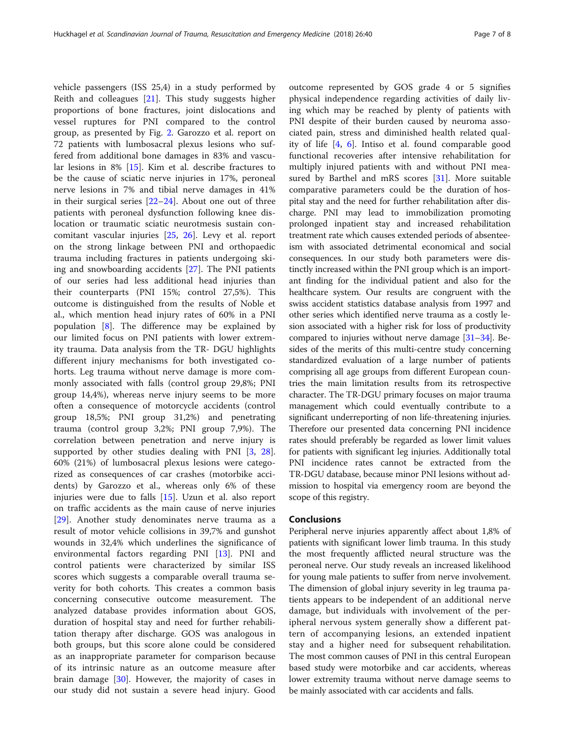vehicle passengers (ISS 25,4) in a study performed by Reith and colleagues [21]. This study suggests higher proportions of bone fractures, joint dislocations and vessel ruptures for PNI compared to the control group, as presented by Fig. 2. Garozzo et al. report on 72 patients with lumbosacral plexus lesions who suffered from additional bone damages in 83% and vascular lesions in 8% [15]. Kim et al. describe fractures to be the cause of sciatic nerve injuries in 17%, peroneal nerve lesions in 7% and tibial nerve damages in 41% in their surgical series [22–24]. About one out of three patients with peroneal dysfunction following knee dislocation or traumatic sciatic neurotmesis sustain concomitant vascular injuries [25, 26]. Levy et al. report on the strong linkage between PNI and orthopaedic trauma including fractures in patients undergoing skiing and snowboarding accidents [27]. The PNI patients of our series had less additional head injuries than their counterparts (PNI 15%; control 27,5%). This outcome is distinguished from the results of Noble et al., which mention head injury rates of 60% in a PNI population [8]. The difference may be explained by our limited focus on PNI patients with lower extremity trauma. Data analysis from the TR- DGU highlights different injury mechanisms for both investigated cohorts. Leg trauma without nerve damage is more commonly associated with falls (control group 29,8%; PNI group 14,4%), whereas nerve injury seems to be more often a consequence of motorcycle accidents (control group 18,5%; PNI group 31,2%) and penetrating trauma (control group 3,2%; PNI group 7,9%). The correlation between penetration and nerve injury is supported by other studies dealing with PNI [3, 28]. 60% (21%) of lumbosacral plexus lesions were categorized as consequences of car crashes (motorbike accidents) by Garozzo et al., whereas only 6% of these injuries were due to falls [15]. Uzun et al. also report on traffic accidents as the main cause of nerve injuries [29]. Another study denominates nerve trauma as a result of motor vehicle collisions in 39,7% and gunshot wounds in 32,4% which underlines the significance of environmental factors regarding PNI [13]. PNI and control patients were characterized by similar ISS scores which suggests a comparable overall trauma severity for both cohorts. This creates a common basis concerning consecutive outcome measurement. The analyzed database provides information about GOS, duration of hospital stay and need for further rehabilitation therapy after discharge. GOS was analogous in both groups, but this score alone could be considered as an inappropriate parameter for comparison because of its intrinsic nature as an outcome measure after brain damage [30]. However, the majority of cases in our study did not sustain a severe head injury. Good outcome represented by GOS grade 4 or 5 signifies physical independence regarding activities of daily living which may be reached by plenty of patients with PNI despite of their burden caused by neuroma associated pain, stress and diminished health related quality of life [4, 6]. Intiso et al. found comparable good functional recoveries after intensive rehabilitation for multiply injured patients with and without PNI measured by Barthel and mRS scores [31]. More suitable comparative parameters could be the duration of hospital stay and the need for further rehabilitation after discharge. PNI may lead to immobilization promoting prolonged inpatient stay and increased rehabilitation treatment rate which causes extended periods of absenteeism with associated detrimental economical and social consequences. In our study both parameters were distinctly increased within the PNI group which is an important finding for the individual patient and also for the healthcare system. Our results are congruent with the swiss accident statistics database analysis from 1997 and other series which identified nerve trauma as a costly lesion associated with a higher risk for loss of productivity compared to injuries without nerve damage [31–34]. Besides of the merits of this multi-centre study concerning standardized evaluation of a large number of patients comprising all age groups from different European countries the main limitation results from its retrospective character. The TR-DGU primary focuses on major trauma management which could eventually contribute to a significant underreporting of non life-threatening injuries. Therefore our presented data concerning PNI incidence rates should preferably be regarded as lower limit values for patients with significant leg injuries. Additionally total PNI incidence rates cannot be extracted from the TR-DGU database, because minor PNI lesions without admission to hospital via emergency room are beyond the scope of this registry.

## Conclusions

Peripheral nerve injuries apparently affect about 1,8% of patients with significant lower limb trauma. In this study the most frequently afflicted neural structure was the peroneal nerve. Our study reveals an increased likelihood for young male patients to suffer from nerve involvement. The dimension of global injury severity in leg trauma patients appears to be independent of an additional nerve damage, but individuals with involvement of the peripheral nervous system generally show a different pattern of accompanying lesions, an extended inpatient stay and a higher need for subsequent rehabilitation. The most common causes of PNI in this central European based study were motorbike and car accidents, whereas lower extremity trauma without nerve damage seems to be mainly associated with car accidents and falls.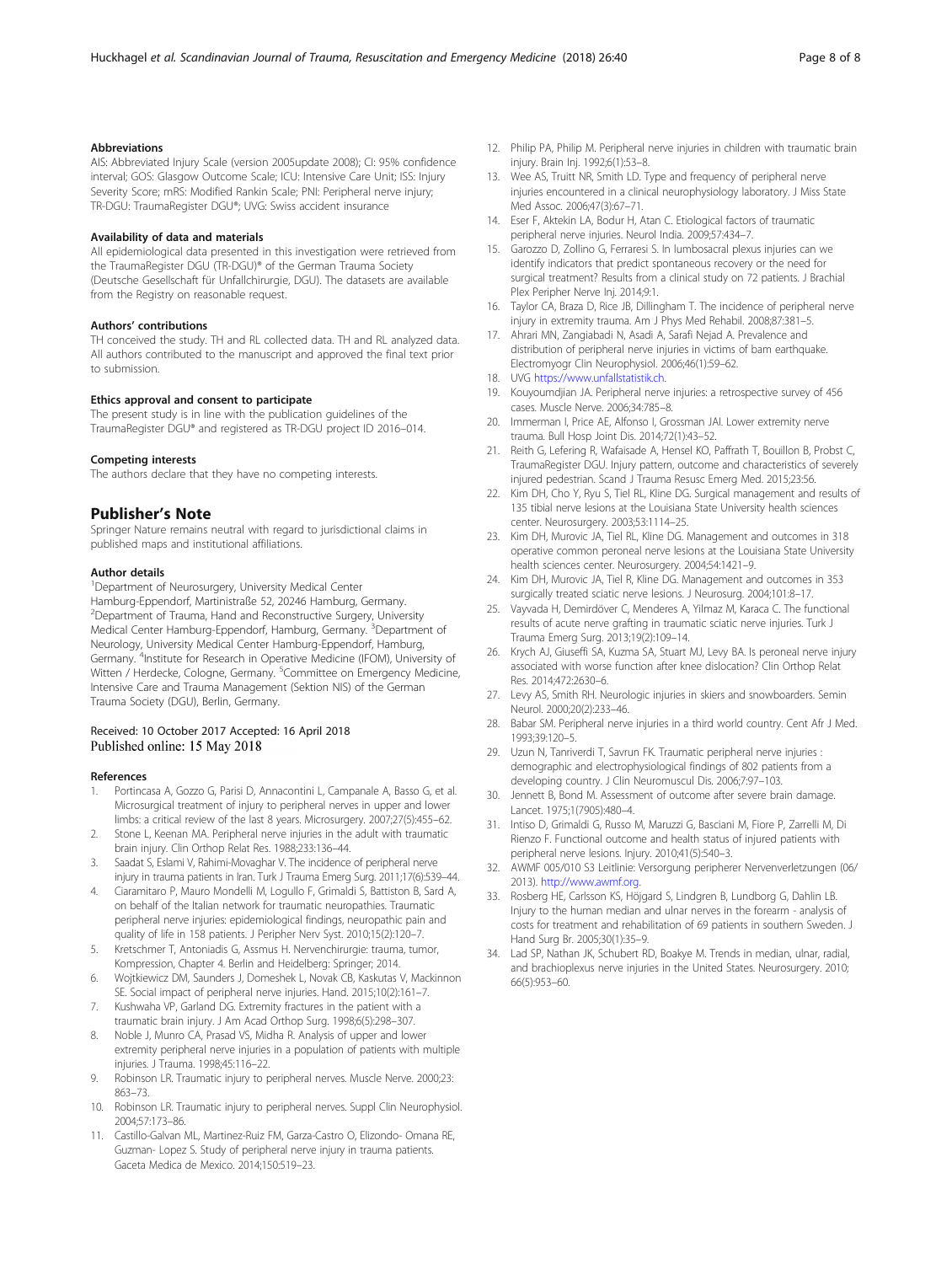#### Abbreviations

AIS: Abbreviated Injury Scale (version 2005update 2008); CI: 95% confidence interval; GOS: Glasgow Outcome Scale; ICU: Intensive Care Unit; ISS: Injury Severity Score; mRS: Modified Rankin Scale; PNI: Peripheral nerve injury; TR-DGU: TraumaRegister DGU®; UVG: Swiss accident insurance

#### Availability of data and materials

All epidemiological data presented in this investigation were retrieved from the TraumaRegister DGU (TR-DGU)® of the German Trauma Society (Deutsche Gesellschaft für Unfallchirurgie, DGU). The datasets are available from the Registry on reasonable request.

#### Authors' contributions

TH conceived the study. TH and RL collected data. TH and RL analyzed data. All authors contributed to the manuscript and approved the final text prior to submission.

#### Ethics approval and consent to participate

The present study is in line with the publication guidelines of the TraumaRegister DGU® and registered as TR-DGU project ID 2016–014.

#### Competing interests

The authors declare that they have no competing interests.

## Publisher's Note

Springer Nature remains neutral with regard to jurisdictional claims in published maps and institutional affiliations.

#### Author details

[1]Department of Neurosurgery, University Medical Center Hamburg-Eppendorf, Martinistraße 52, 20246 Hamburg, Germany. [2]Department of Trauma, Hand and Reconstructive Surgery, University Medical Center Hamburg-Eppendorf, Hamburg, Germany. [3]Department of Neurology, University Medical Center Hamburg-Eppendorf, Hamburg, Germany. [4]Institute for Research in Operative Medicine (IFOM), University of Witten / Herdecke, Cologne, Germany. [5]Committee on Emergency Medicine, Intensive Care and Trauma Management (Sektion NIS) of the German Trauma Society (DGU), Berlin, Germany.

Received: 10 October 2017 Accepted: 16 April 2018
Published online: 15 May 2018

#### References

1. Portincasa A, Gozzo G, Parisi D, Annacontini L, Campanale A, Basso G, et al. Microsurgical treatment of injury to peripheral nerves in upper and lower limbs: a critical review of the last 8 years. Microsurgery. 2007;27(5):455–62.
2. Stone L, Keenan MA. Peripheral nerve injuries in the adult with traumatic brain injury. Clin Orthop Relat Res. 1988;233:136–44.
3. Saadat S, Eslami V, Rahimi-Movaghar V. The incidence of peripheral nerve injury in trauma patients in Iran. Turk J Trauma Emerg Surg. 2011;17(6):539–44.
4. Ciaramitaro P, Mauro Mondelli M, Logullo F, Grimaldi S, Battiston B, Sard A, on behalf of the Italian network for traumatic neuropathies. Traumatic peripheral nerve injuries: epidemiological findings, neuropathic pain and quality of life in 158 patients. J Peripher Nerv Syst. 2010;15(2):120–7.
5. Kretschmer T, Antoniadis G, Assmus H. Nervenchirurgie: trauma, tumor, Kompression, Chapter 4. Berlin and Heidelberg: Springer; 2014.
6. Wojtkiewicz DM, Saunders J, Domeshek L, Novak CB, Kaskutas V, Mackinnon SE. Social impact of peripheral nerve injuries. Hand. 2015;10(2):161–7.
7. Kushwaha VP, Garland DG. Extremity fractures in the patient with a traumatic brain injury. J Am Acad Orthop Surg. 1998;6(5):298–307.
8. Noble J, Munro CA, Prasad VS, Midha R. Analysis of upper and lower extremity peripheral nerve injuries in a population of patients with multiple injuries. J Trauma. 1998;45:116–22.
9. Robinson LR. Traumatic injury to peripheral nerves. Muscle Nerve. 2000;23: 863–73.
10. Robinson LR. Traumatic injury to peripheral nerves. Suppl Clin Neurophysiol. 2004;57:173–86.
11. Castillo-Galvan ML, Martinez-Ruiz FM, Garza-Castro O, Elizondo- Omana RE, Guzman- Lopez S. Study of peripheral nerve injury in trauma patients. Gaceta Medica de Mexico. 2014;150:519–23.
12. Philip PA, Philip M. Peripheral nerve injuries in children with traumatic brain injury. Brain Inj. 1992;6(1):53–8.
13. Wee AS, Truitt NR, Smith LD. Type and frequency of peripheral nerve injuries encountered in a clinical neurophysiology laboratory. J Miss State Med Assoc. 2006;47(3):67–71.
14. Eser F, Aktekin LA, Bodur H, Atan C. Etiological factors of traumatic peripheral nerve injuries. Neurol India. 2009;57:434–7.
15. Garozzo D, Zollino G, Ferraresi S. In lumbosacral plexus injuries can we identify indicators that predict spontaneous recovery or the need for surgical treatment? Results from a clinical study on 72 patients. J Brachial Plex Peripher Nerve Inj. 2014;9:1.
16. Taylor CA, Braza D, Rice JB, Dillingham T. The incidence of peripheral nerve injury in extremity trauma. Am J Phys Med Rehabil. 2008;87:381–5.
17. Ahrari MN, Zangiabadi N, Asadi A, Sarafi Nejad A. Prevalence and distribution of peripheral nerve injuries in victims of bam earthquake. Electromyogr Clin Neurophysiol. 2006;46(1):59–62.
18. UVG https://www.unfallstatistik.ch.
19. Kouyoumdjian JA. Peripheral nerve injuries: a retrospective survey of 456 cases. Muscle Nerve. 2006;34:785–8.
20. Immerman I, Price AE, Alfonso I, Grossman JAI. Lower extremity nerve trauma. Bull Hosp Joint Dis. 2014;72(1):43–52.
21. Reith G, Lefering R, Wafaisade A, Hensel KO, Paffrath T, Bouillon B, Probst C, TraumaRegister DGU. Injury pattern, outcome and characteristics of severely injured pedestrian. Scand J Trauma Resusc Emerg Med. 2015;23:56.
22. Kim DH, Cho Y, Ryu S, Tiel RL, Kline DG. Surgical management and results of 135 tibial nerve lesions at the Louisiana State University health sciences center. Neurosurgery. 2003;53:1114–25.
23. Kim DH, Murovic JA, Tiel RL, Kline DG. Management and outcomes in 318 operative common peroneal nerve lesions at the Louisiana State University health sciences center. Neurosurgery. 2004;54:1421–9.
24. Kim DH, Murovic JA, Tiel R, Kline DG. Management and outcomes in 353 surgically treated sciatic nerve lesions. J Neurosurg. 2004;101:8–17.
25. Vayvada H, Demirdöver C, Menderes A, Yilmaz M, Karaca C. The functional results of acute nerve grafting in traumatic sciatic nerve injuries. Turk J Trauma Emerg Surg. 2013;19(2):109–14.
26. Krych AJ, Giuseffi SA, Kuzma SA, Stuart MJ, Levy BA. Is peroneal nerve injury associated with worse function after knee dislocation? Clin Orthop Relat Res. 2014;472:2630–6.
27. Levy AS, Smith RH. Neurologic injuries in skiers and snowboarders. Semin Neurol. 2000;20(2):233–46.
28. Babar SM. Peripheral nerve injuries in a third world country. Cent Afr J Med. 1993;39:120–5.
29. Uzun N, Tanriverdi T, Savrun FK. Traumatic peripheral nerve injuries : demographic and electrophysiological findings of 802 patients from a developing country. J Clin Neuromuscul Dis. 2006;7:97–103.
30. Jennett B, Bond M. Assessment of outcome after severe brain damage. Lancet. 1975;1(7905):480–4.
31. Intiso D, Grimaldi G, Russo M, Maruzzi G, Basciani M, Fiore P, Zarrelli M, Di Rienzo F. Functional outcome and health status of injured patients with peripheral nerve lesions. Injury. 2010;41(5):540–3.
32. AWMF 005/010 S3 Leitlinie: Versorgung peripherer Nervenverletzungen (06/ 2013). http://www.awmf.org.
33. Rosberg HE, Carlsson KS, Höjgard S, Lindgren B, Lundborg G, Dahlin LB. Injury to the human median and ulnar nerves in the forearm - analysis of costs for treatment and rehabilitation of 69 patients in southern Sweden. J Hand Surg Br. 2005;30(1):35–9.
34. Lad SP, Nathan JK, Schubert RD, Boakye M. Trends in median, ulnar, radial, and brachioplexus nerve injuries in the United States. Neurosurgery. 2010; 66(5):953–60.